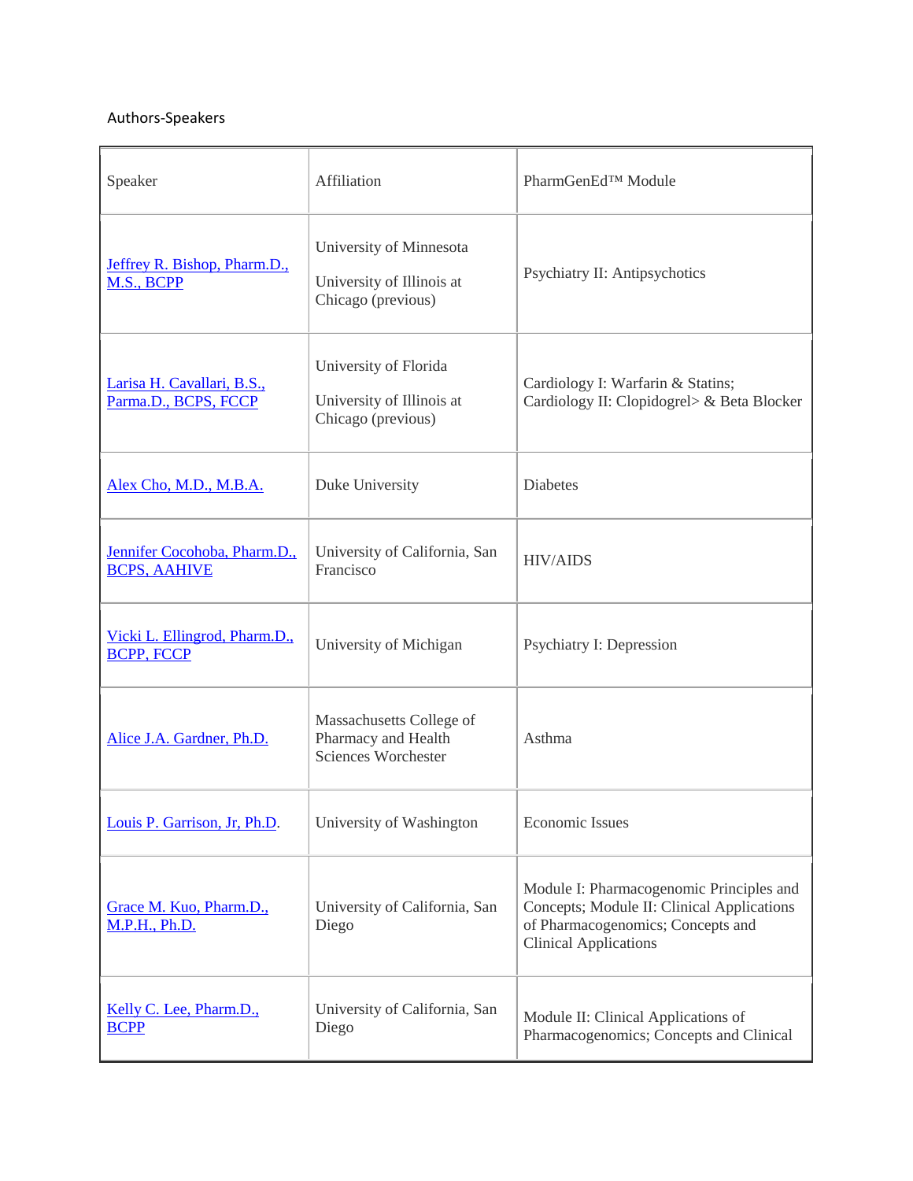Authors-Speakers

| Speaker | Affiliation | PharmGenEd™ Module |
|---|---|---|
| Jeffrey R. Bishop, Pharm.D., M.S., BCPP | University of Minnesota<br><br>University of Illinois at Chicago (previous) | Psychiatry II: Antipsychotics |
| Larisa H. Cavallari, B.S., Parma.D., BCPS, FCCP | University of Florida<br><br>University of Illinois at Chicago (previous) | Cardiology I: Warfarin & Statins; Cardiology II: Clopidogrel> & Beta Blocker |
| Alex Cho, M.D., M.B.A. | Duke University | Diabetes |
| Jennifer Cocohoba, Pharm.D., BCPS, AAHIVE | University of California, San Francisco | HIV/AIDS |
| Vicki L. Ellingrod, Pharm.D., BCPP, FCCP | University of Michigan | Psychiatry I: Depression |
| Alice J.A. Gardner, Ph.D. | Massachusetts College of Pharmacy and Health Sciences Worchester | Asthma |
| Louis P. Garrison, Jr, Ph.D. | University of Washington | Economic Issues |
| Grace M. Kuo, Pharm.D., M.P.H., Ph.D. | University of California, San Diego | Module I: Pharmacogenomic Principles and Concepts; Module II: Clinical Applications of Pharmacogenomics; Concepts and Clinical Applications |
| Kelly C. Lee, Pharm.D., BCPP | University of California, San Diego | Module II: Clinical Applications of Pharmacogenomics; Concepts and Clinical |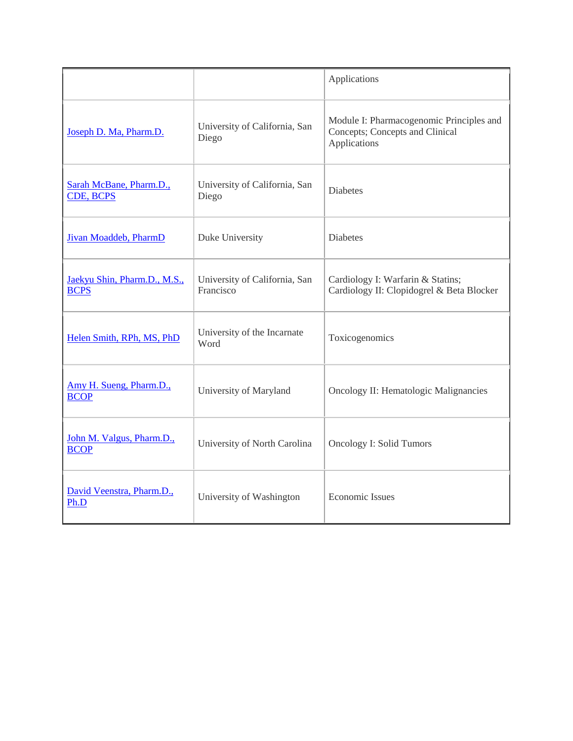| | | |
|---|---|---|
| | | Applications |
| Joseph D. Ma, Pharm.D. | University of California, San Diego | Module I: Pharmacogenomic Principles and Concepts; Concepts and Clinical Applications |
| Sarah McBane, Pharm.D., CDE, BCPS | University of California, San Diego | Diabetes |
| Jivan Moaddeb, PharmD | Duke University | Diabetes |
| Jaekyu Shin, Pharm.D., M.S., BCPS | University of California, San Francisco | Cardiology I: Warfarin & Statins; Cardiology II: Clopidogrel & Beta Blocker |
| Helen Smith, RPh, MS, PhD | University of the Incarnate Word | Toxicogenomics |
| Amy H. Sueng, Pharm.D., BCOP | University of Maryland | Oncology II: Hematologic Malignancies |
| John M. Valgus, Pharm.D., BCOP | University of North Carolina | Oncology I: Solid Tumors |
| David Veenstra, Pharm.D., Ph.D | University of Washington | Economic Issues |